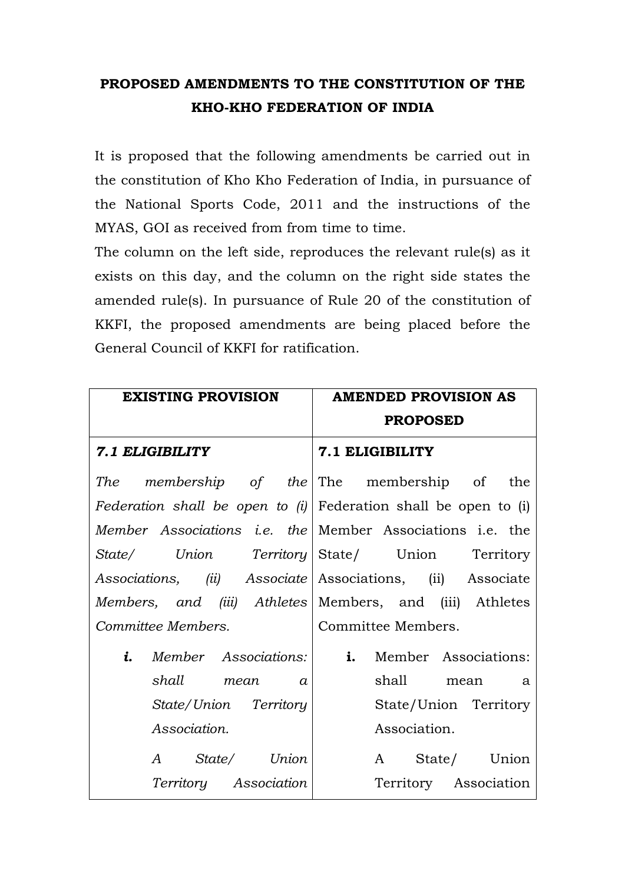**PROPOSED AMENDMENTS TO THE CONSTITUTION OF THE KHO-KHO FEDERATION OF INDIA**

It is proposed that the following amendments be carried out in the constitution of Kho Kho Federation of India, in pursuance of the National Sports Code, 2011 and the instructions of the MYAS, GOI as received from from time to time.

The column on the left side, reproduces the relevant rule(s) as it exists on this day, and the column on the right side states the amended rule(s). In pursuance of Rule 20 of the constitution of KKFI, the proposed amendments are being placed before the General Council of KKFI for ratification.

| EXISTING PROVISION | AMENDED PROVISION AS PROPOSED |
|---|---|
| ***7.1 ELIGIBILITY*** | **7.1 ELIGIBILITY** |
| *The membership of the Federation shall be open to (i) Member Associations i.e. the State/ Union Territory Associations, (ii) Associate Members, and (iii) Athletes Committee Members.* | The membership of the Federation shall be open to (i) Member Associations i.e. the State/ Union Territory Associations, (ii) Associate Members, and (iii) Athletes Committee Members. |
| ***i.*** *Member Associations: shall mean a State/Union Territory Association.* | **i.** Member Associations: shall mean a State/Union Territory Association. |
| *A State/ Union Territory Association* | A State/ Union Territory Association |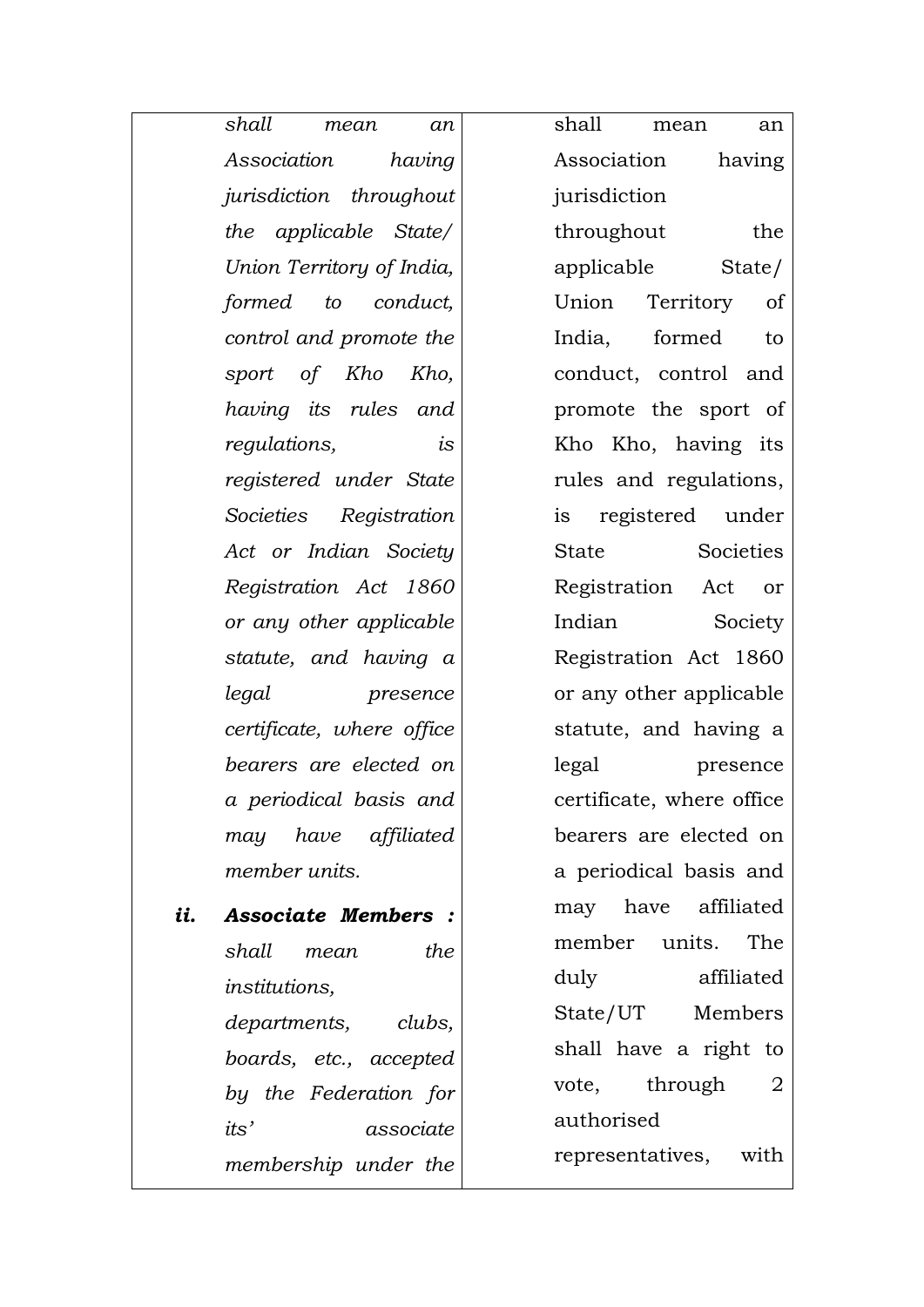| | |
|---|---|
| *shall mean an Association having jurisdiction throughout the applicable State/ Union Territory of India, formed to conduct, control and promote the sport of Kho Kho, having its rules and regulations, is registered under State Societies Registration Act or Indian Society Registration Act 1860 or any other applicable statute, and having a legal presence certificate, where office bearers are elected on a periodical basis and may have affiliated member units.*<br><br>***ii. Associate Members :*** *shall mean the institutions, departments, clubs, boards, etc., accepted by the Federation for its' associate membership under the* | shall mean an Association having jurisdiction throughout the applicable State/ Union Territory of India, formed to conduct, control and promote the sport of Kho Kho, having its rules and regulations, is registered under State Societies Registration Act or Indian Society Registration Act 1860 or any other applicable statute, and having a legal presence certificate, where office bearers are elected on a periodical basis and may have affiliated member units. The duly affiliated State/UT Members shall have a right to vote, through 2 authorised representatives, with |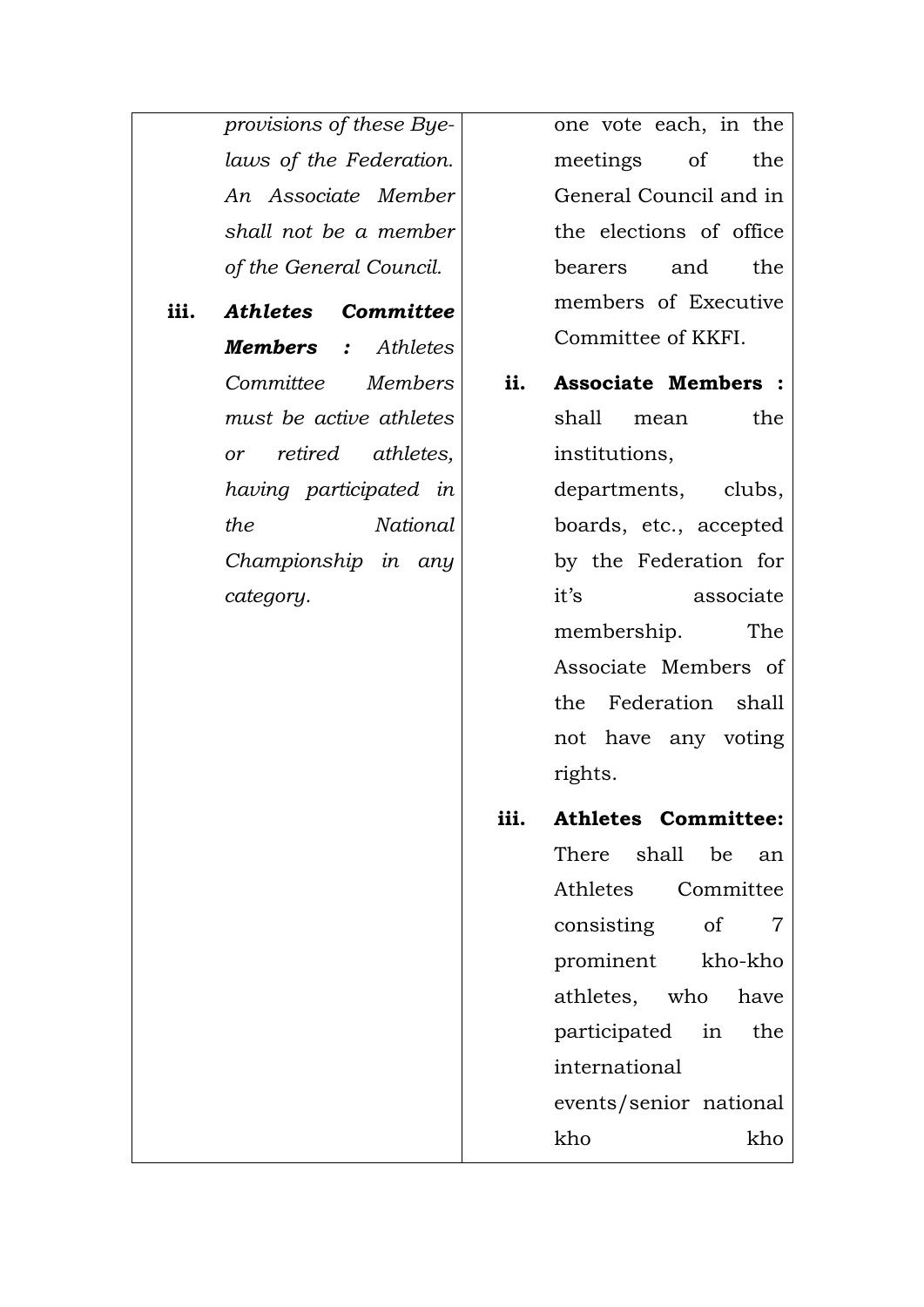| | |
|---|---|
| *provisions of these Bye-laws of the Federation. An Associate Member shall not be a member of the General Council.*<br><br>**iii.** ***Athletes Committee Members :*** *Athletes Committee Members must be active athletes or retired athletes, having participated in the National Championship in any category.* | one vote each, in the meetings of the General Council and in the elections of office bearers and the members of Executive Committee of KKFI.<br><br>**ii.** **Associate Members :** shall mean the institutions, departments, clubs, boards, etc., accepted by the Federation for it's associate membership. The Associate Members of the Federation shall not have any voting rights.<br><br>**iii.** **Athletes Committee:** There shall be an Athletes Committee consisting of 7 prominent kho-kho athletes, who have participated in the international events/senior national kho kho |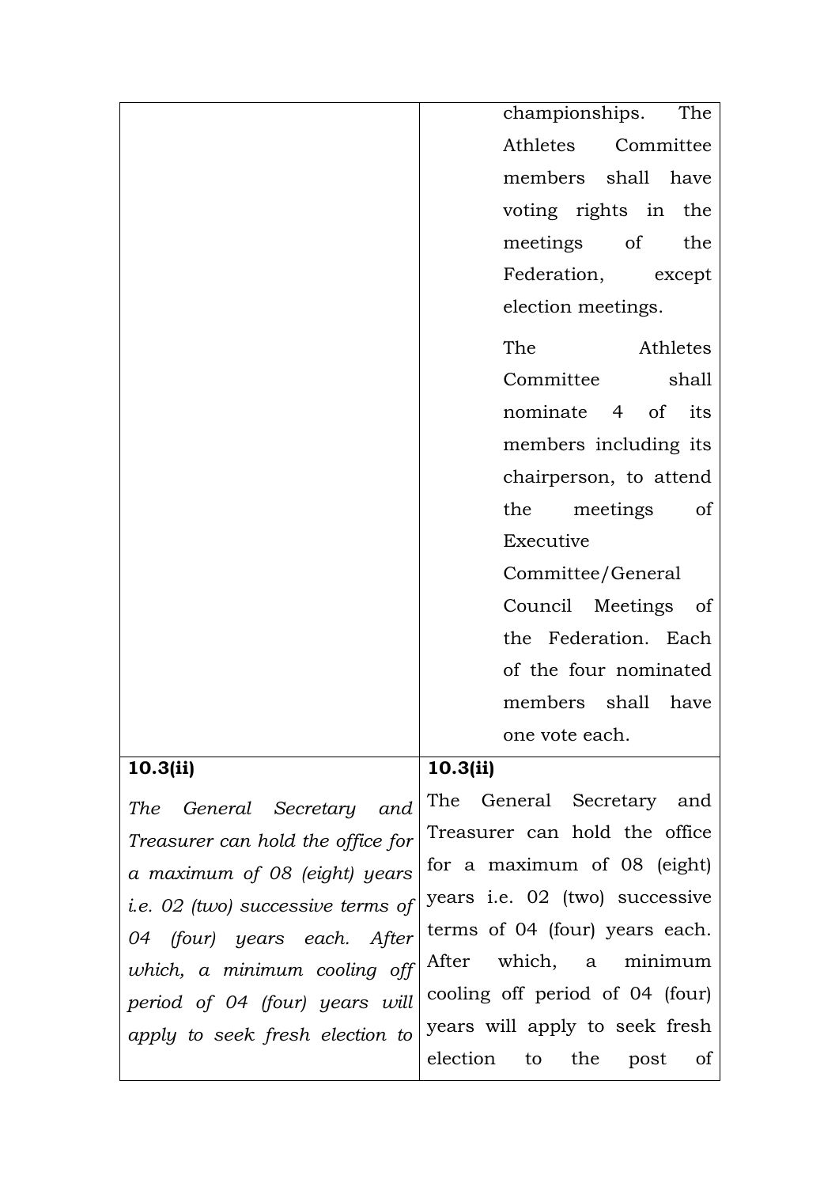| | |
|---|---|
| | championships. The Athletes Committee members shall have voting rights in the meetings of the Federation, except election meetings.<br><br>The Athletes Committee shall nominate 4 of its members including its chairperson, to attend the meetings of Executive Committee/General Council Meetings of the Federation. Each of the four nominated members shall have one vote each. |
| **10.3(ii)**<br><br>*The General Secretary and Treasurer can hold the office for a maximum of 08 (eight) years i.e. 02 (two) successive terms of 04 (four) years each. After which, a minimum cooling off period of 04 (four) years will apply to seek fresh election to* | **10.3(ii)**<br><br>The General Secretary and Treasurer can hold the office for a maximum of 08 (eight) years i.e. 02 (two) successive terms of 04 (four) years each. After which, a minimum cooling off period of 04 (four) years will apply to seek fresh election to the post of |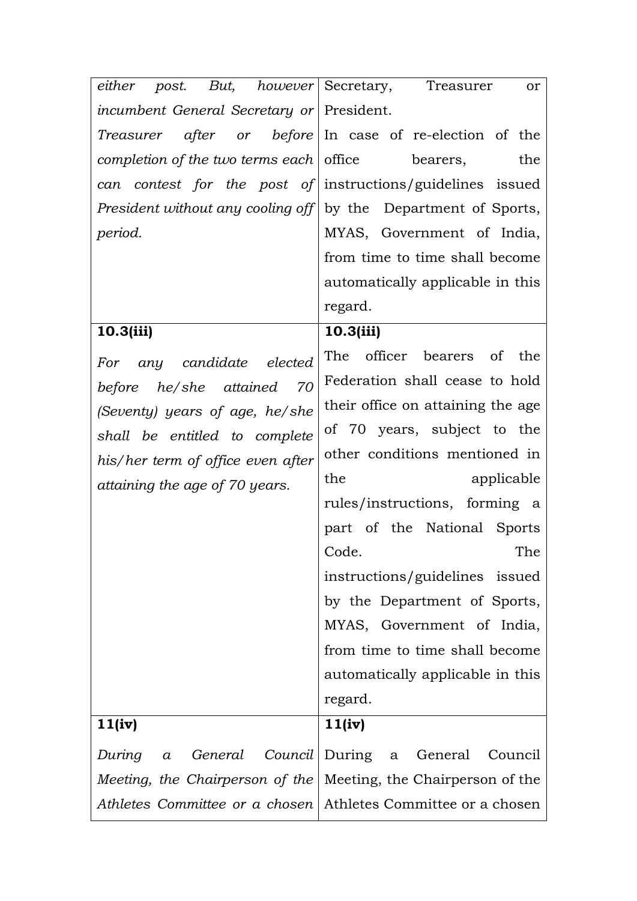| | |
|---|---|
| *either post. But, however incumbent General Secretary or Treasurer after or before completion of the two terms each can contest for the post of President without any cooling off period.* | Secretary, Treasurer or President.<br>In case of re-election of the office bearers, the instructions/guidelines issued by the Department of Sports, MYAS, Government of India, from time to time shall become automatically applicable in this regard. |
| **10.3(iii)**<br>*For any candidate elected before he/she attained 70 (Seventy) years of age, he/she shall be entitled to complete his/her term of office even after attaining the age of 70 years.* | **10.3(iii)**<br>The officer bearers of the Federation shall cease to hold their office on attaining the age of 70 years, subject to the other conditions mentioned in the applicable rules/instructions, forming a part of the National Sports Code. The instructions/guidelines issued by the Department of Sports, MYAS, Government of India, from time to time shall become automatically applicable in this regard. |
| **11(iv)**<br>*During a General Council Meeting, the Chairperson of the Athletes Committee or a chosen* | **11(iv)**<br>During a General Council Meeting, the Chairperson of the Athletes Committee or a chosen |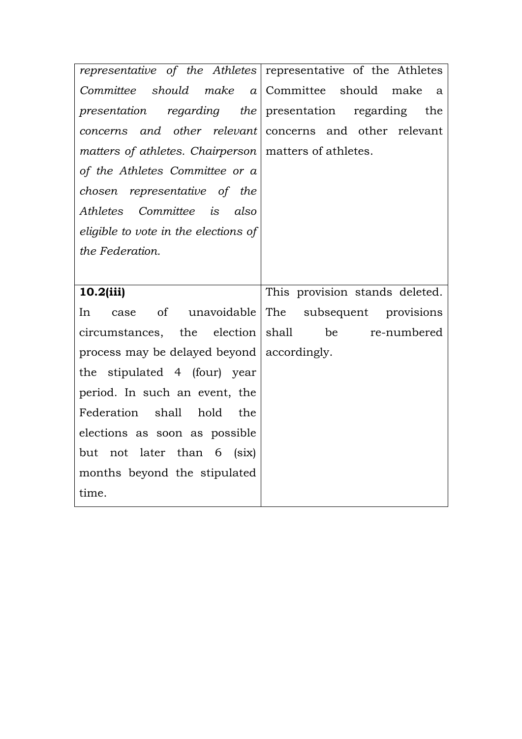| | |
|---|---|
| *representative of the Athletes Committee should make a presentation regarding the concerns and other relevant matters of athletes. Chairperson of the Athletes Committee or a chosen representative of the Athletes Committee is also eligible to vote in the elections of the Federation.* | representative of the Athletes Committee should make a presentation regarding the concerns and other relevant matters of athletes. |
| **10.2(iii)** In case of unavoidable circumstances, the election process may be delayed beyond the stipulated 4 (four) year period. In such an event, the Federation shall hold the elections as soon as possible but not later than 6 (six) months beyond the stipulated time. | This provision stands deleted. The subsequent provisions shall be re-numbered accordingly. |